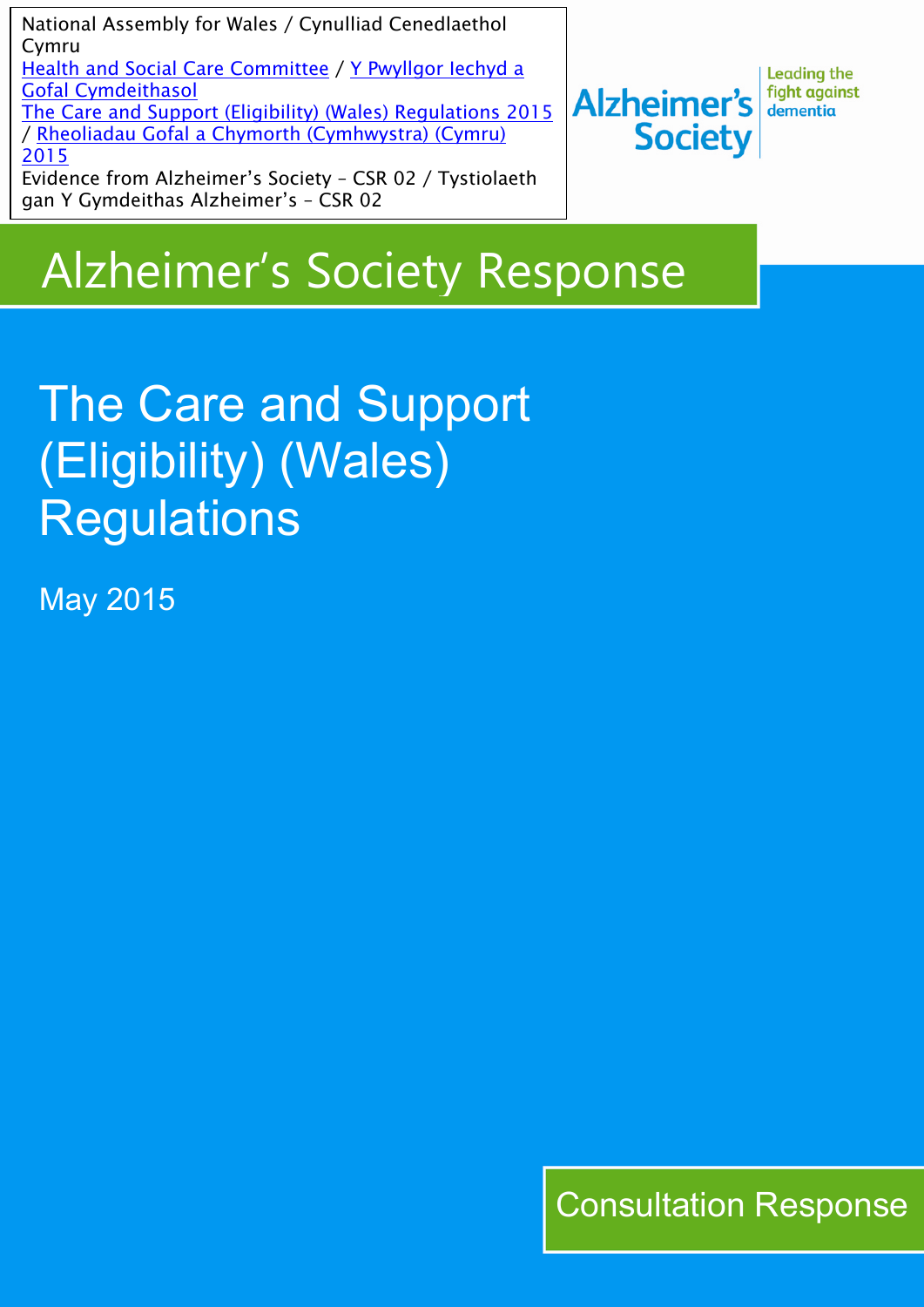National Assembly for Wales / Cynulliad Cenedlaethol Cymru
Health and Social Care Committee / Y Pwyllgor Iechyd a Gofal Cymdeithasol
The Care and Support (Eligibility) (Wales) Regulations 2015 / Rheoliadau Gofal a Chymorth (Cymhwystra) (Cymru) 2015
Evidence from Alzheimer's Society – CSR 02 / Tystiolaeth gan Y Gymdeithas Alzheimer's – CSR 02

Alzheimer's Society
Leading the fight against dementia

# Alzheimer's Society Response

# The Care and Support (Eligibility) (Wales) Regulations

May 2015

Consultation Response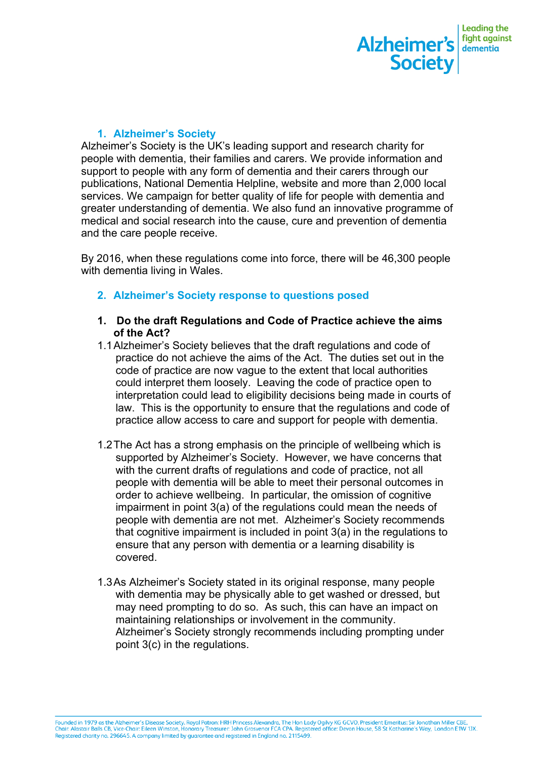## 1. Alzheimer's Society

Alzheimer's Society is the UK's leading support and research charity for people with dementia, their families and carers. We provide information and support to people with any form of dementia and their carers through our publications, National Dementia Helpline, website and more than 2,000 local services. We campaign for better quality of life for people with dementia and greater understanding of dementia. We also fund an innovative programme of medical and social research into the cause, cure and prevention of dementia and the care people receive.

By 2016, when these regulations come into force, there will be 46,300 people with dementia living in Wales.

## 2. Alzheimer's Society response to questions posed

### 1. Do the draft Regulations and Code of Practice achieve the aims of the Act?

1.1 Alzheimer's Society believes that the draft regulations and code of practice do not achieve the aims of the Act. The duties set out in the code of practice are now vague to the extent that local authorities could interpret them loosely. Leaving the code of practice open to interpretation could lead to eligibility decisions being made in courts of law. This is the opportunity to ensure that the regulations and code of practice allow access to care and support for people with dementia.

1.2 The Act has a strong emphasis on the principle of wellbeing which is supported by Alzheimer's Society. However, we have concerns that with the current drafts of regulations and code of practice, not all people with dementia will be able to meet their personal outcomes in order to achieve wellbeing. In particular, the omission of cognitive impairment in point 3(a) of the regulations could mean the needs of people with dementia are not met. Alzheimer's Society recommends that cognitive impairment is included in point 3(a) in the regulations to ensure that any person with dementia or a learning disability is covered.

1.3 As Alzheimer's Society stated in its original response, many people with dementia may be physically able to get washed or dressed, but may need prompting to do so. As such, this can have an impact on maintaining relationships or involvement in the community. Alzheimer's Society strongly recommends including prompting under point 3(c) in the regulations.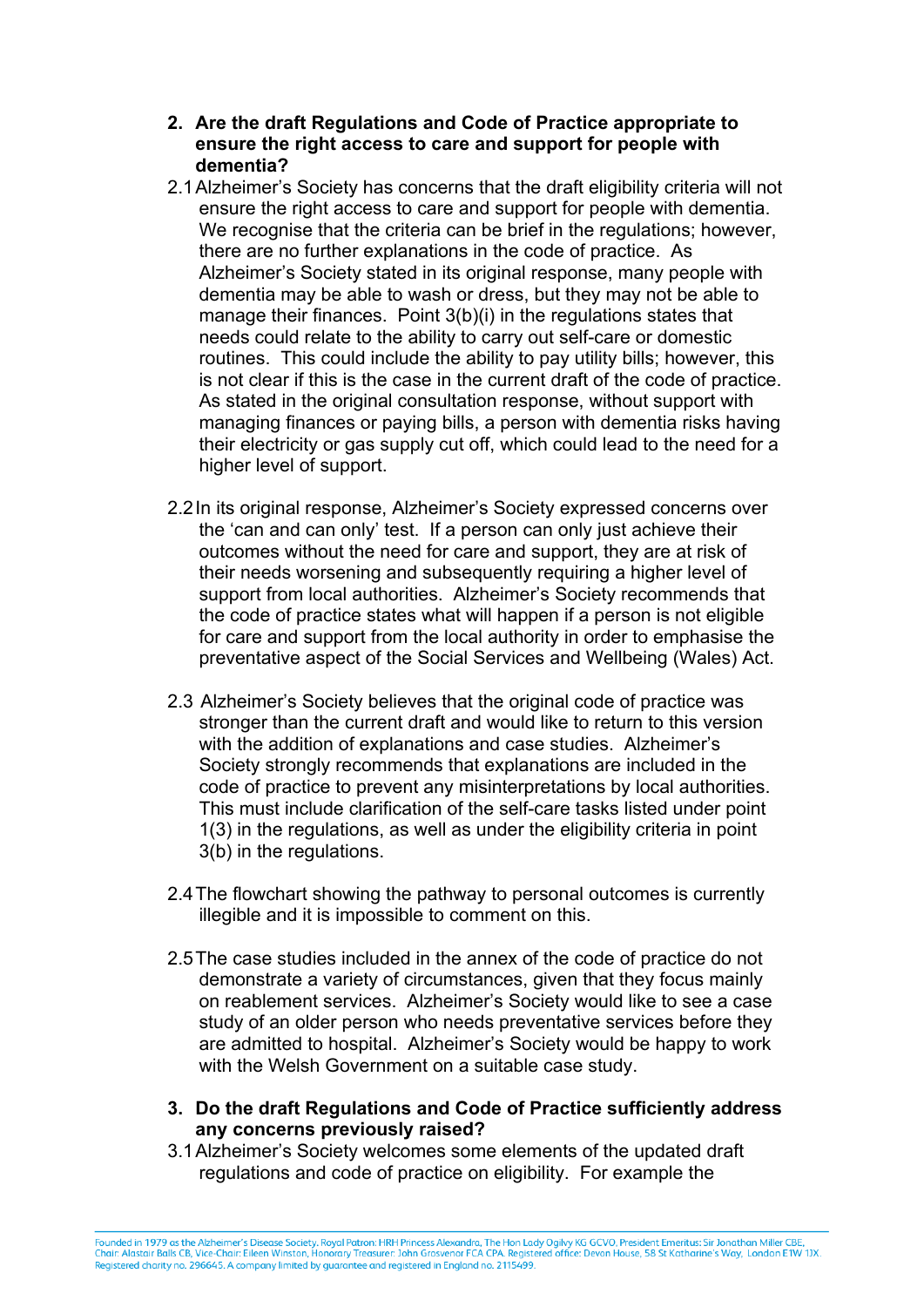**2. Are the draft Regulations and Code of Practice appropriate to ensure the right access to care and support for people with dementia?**

2.1 Alzheimer's Society has concerns that the draft eligibility criteria will not ensure the right access to care and support for people with dementia. We recognise that the criteria can be brief in the regulations; however, there are no further explanations in the code of practice. As Alzheimer's Society stated in its original response, many people with dementia may be able to wash or dress, but they may not be able to manage their finances. Point 3(b)(i) in the regulations states that needs could relate to the ability to carry out self-care or domestic routines. This could include the ability to pay utility bills; however, this is not clear if this is the case in the current draft of the code of practice. As stated in the original consultation response, without support with managing finances or paying bills, a person with dementia risks having their electricity or gas supply cut off, which could lead to the need for a higher level of support.

2.2 In its original response, Alzheimer's Society expressed concerns over the 'can and can only' test. If a person can only just achieve their outcomes without the need for care and support, they are at risk of their needs worsening and subsequently requiring a higher level of support from local authorities. Alzheimer's Society recommends that the code of practice states what will happen if a person is not eligible for care and support from the local authority in order to emphasise the preventative aspect of the Social Services and Wellbeing (Wales) Act.

2.3 Alzheimer's Society believes that the original code of practice was stronger than the current draft and would like to return to this version with the addition of explanations and case studies. Alzheimer's Society strongly recommends that explanations are included in the code of practice to prevent any misinterpretations by local authorities. This must include clarification of the self-care tasks listed under point 1(3) in the regulations, as well as under the eligibility criteria in point 3(b) in the regulations.

2.4 The flowchart showing the pathway to personal outcomes is currently illegible and it is impossible to comment on this.

2.5 The case studies included in the annex of the code of practice do not demonstrate a variety of circumstances, given that they focus mainly on reablement services. Alzheimer's Society would like to see a case study of an older person who needs preventative services before they are admitted to hospital. Alzheimer's Society would be happy to work with the Welsh Government on a suitable case study.

**3. Do the draft Regulations and Code of Practice sufficiently address any concerns previously raised?**

3.1 Alzheimer's Society welcomes some elements of the updated draft regulations and code of practice on eligibility. For example the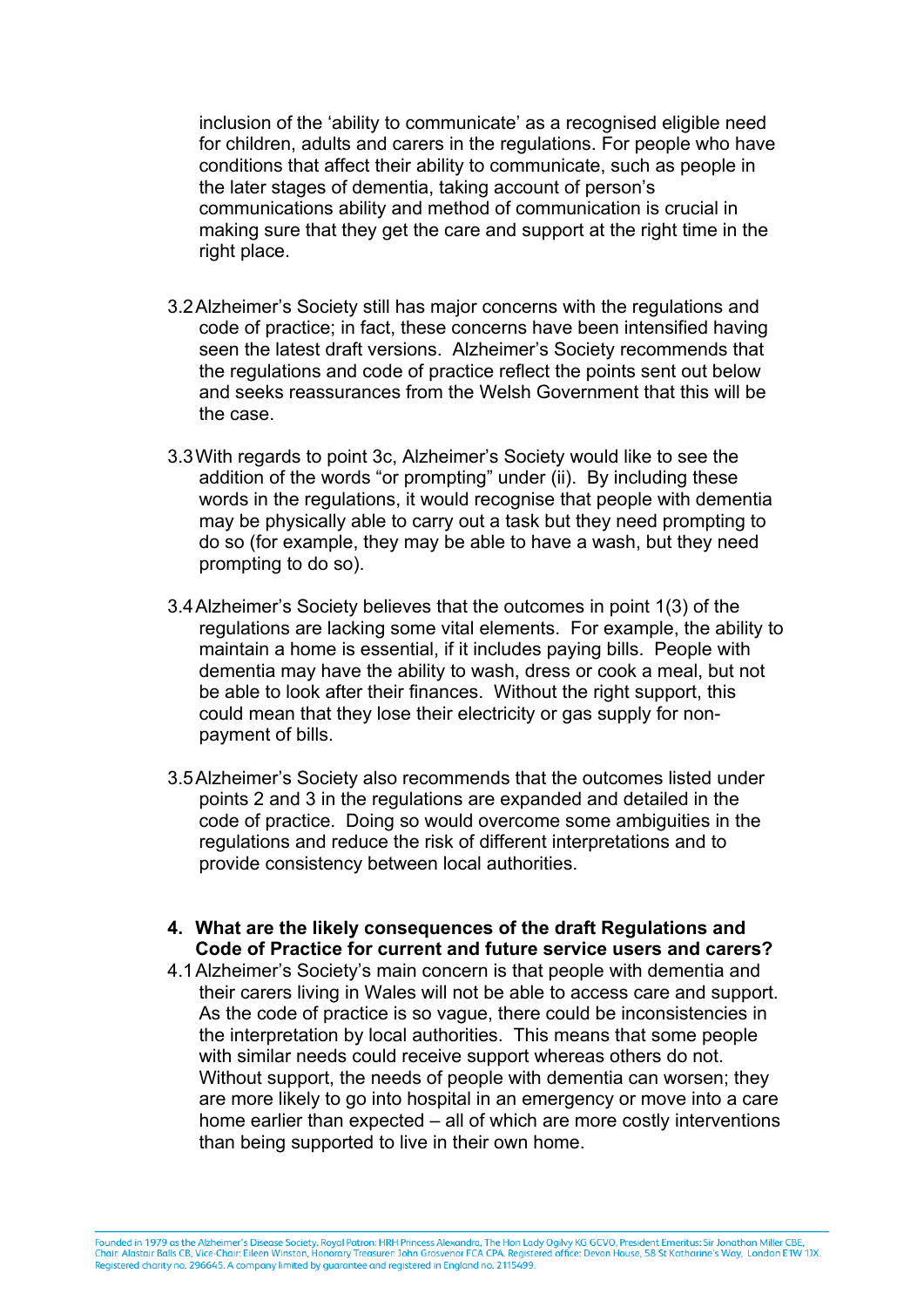inclusion of the 'ability to communicate' as a recognised eligible need for children, adults and carers in the regulations. For people who have conditions that affect their ability to communicate, such as people in the later stages of dementia, taking account of person's communications ability and method of communication is crucial in making sure that they get the care and support at the right time in the right place.

3.2 Alzheimer's Society still has major concerns with the regulations and code of practice; in fact, these concerns have been intensified having seen the latest draft versions. Alzheimer's Society recommends that the regulations and code of practice reflect the points sent out below and seeks reassurances from the Welsh Government that this will be the case.

3.3 With regards to point 3c, Alzheimer's Society would like to see the addition of the words "or prompting" under (ii). By including these words in the regulations, it would recognise that people with dementia may be physically able to carry out a task but they need prompting to do so (for example, they may be able to have a wash, but they need prompting to do so).

3.4 Alzheimer's Society believes that the outcomes in point 1(3) of the regulations are lacking some vital elements. For example, the ability to maintain a home is essential, if it includes paying bills. People with dementia may have the ability to wash, dress or cook a meal, but not be able to look after their finances. Without the right support, this could mean that they lose their electricity or gas supply for non-payment of bills.

3.5 Alzheimer's Society also recommends that the outcomes listed under points 2 and 3 in the regulations are expanded and detailed in the code of practice. Doing so would overcome some ambiguities in the regulations and reduce the risk of different interpretations and to provide consistency between local authorities.

**4. What are the likely consequences of the draft Regulations and Code of Practice for current and future service users and carers?**

4.1 Alzheimer's Society's main concern is that people with dementia and their carers living in Wales will not be able to access care and support. As the code of practice is so vague, there could be inconsistencies in the interpretation by local authorities. This means that some people with similar needs could receive support whereas others do not. Without support, the needs of people with dementia can worsen; they are more likely to go into hospital in an emergency or move into a care home earlier than expected – all of which are more costly interventions than being supported to live in their own home.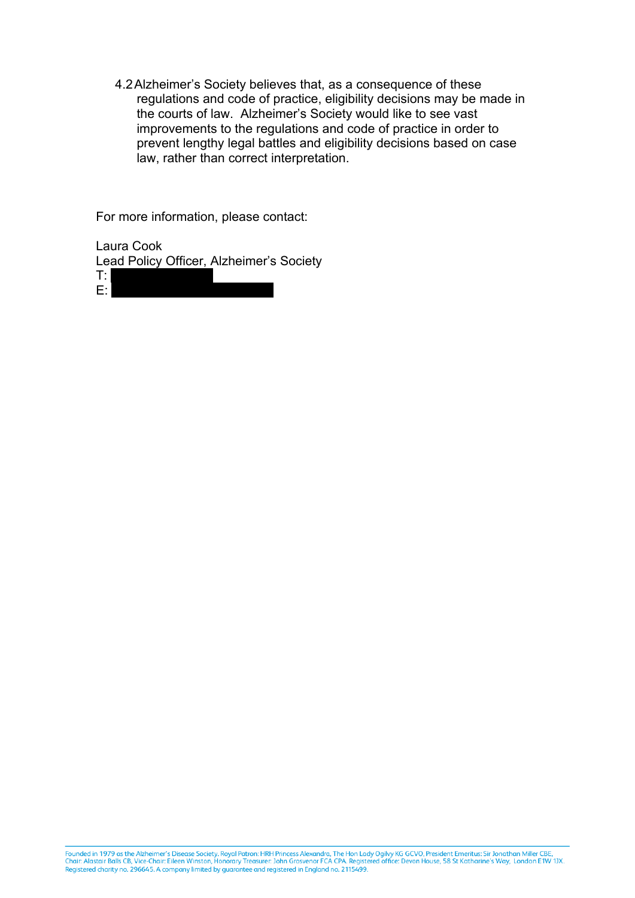4.2 Alzheimer's Society believes that, as a consequence of these regulations and code of practice, eligibility decisions may be made in the courts of law. Alzheimer's Society would like to see vast improvements to the regulations and code of practice in order to prevent lengthy legal battles and eligibility decisions based on case law, rather than correct interpretation.

For more information, please contact:

Laura Cook  
Lead Policy Officer, Alzheimer's Society  
T:  
E:

Founded in 1979 as the Alzheimer's Disease Society. Royal Patron: HRH Princess Alexandra, The Hon Lady Ogilvy KG GCVO. President Emeritus: Sir Jonathan Miller CBE, Chair: Alastair Balls CB, Vice-Chair: Eileen Winston, Honorary Treasurer: John Grosvenor FCA CPA. Registered office: Devon House, 58 St Katharine's Way, London E1W 1JX. Registered charity no. 296645. A company limited by guarantee and registered in England no. 2115499.